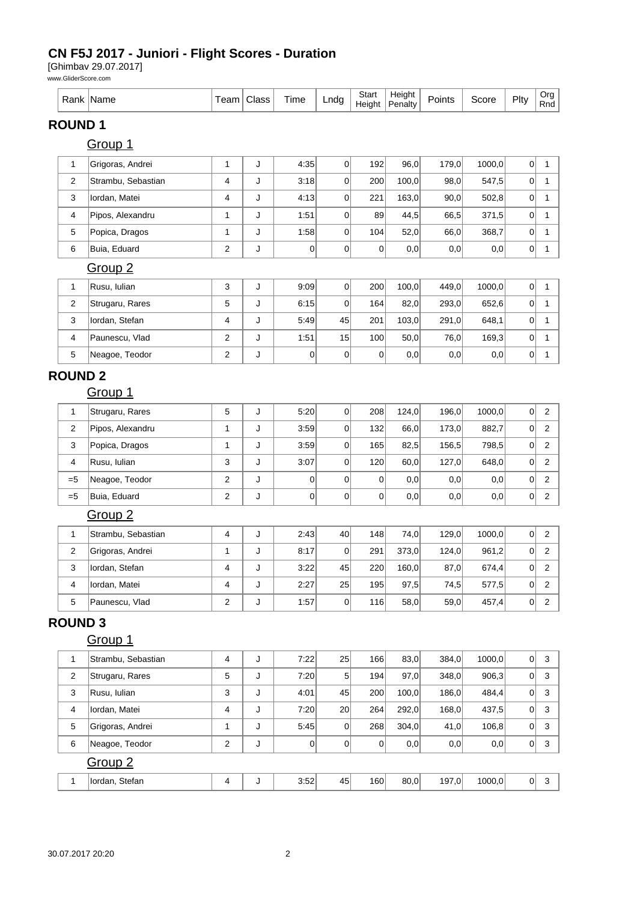# CN F5J 2017 - Juniori - Flight Scores - Duration

[Ghimbav 29.07.2017]

www.GliderScore.com

## ROUND 1

### Group 1

| Rank | Name | Team | Class | Time | Lndg | Start Height | Height Penalty | Points | Score | Plty | Org Rnd |
|---|---|---|---|---|---|---|---|---|---|---|---|
| 1 | Grigoras, Andrei | 1 | J | 4:35 | 0 | 192 | 96,0 | 179,0 | 1000,0 | 0 | 1 |
| 2 | Strambu, Sebastian | 4 | J | 3:18 | 0 | 200 | 100,0 | 98,0 | 547,5 | 0 | 1 |
| 3 | Iordan, Matei | 4 | J | 4:13 | 0 | 221 | 163,0 | 90,0 | 502,8 | 0 | 1 |
| 4 | Pipos, Alexandru | 1 | J | 1:51 | 0 | 89 | 44,5 | 66,5 | 371,5 | 0 | 1 |
| 5 | Popica, Dragos | 1 | J | 1:58 | 0 | 104 | 52,0 | 66,0 | 368,7 | 0 | 1 |
| 6 | Buia, Eduard | 2 | J | 0 | 0 | 0 | 0,0 | 0,0 | 0,0 | 0 | 1 |

### Group 2

| Rank | Name | Team | Class | Time | Lndg | Start Height | Height Penalty | Points | Score | Plty | Org Rnd |
|---|---|---|---|---|---|---|---|---|---|---|---|
| 1 | Rusu, Iulian | 3 | J | 9:09 | 0 | 200 | 100,0 | 449,0 | 1000,0 | 0 | 1 |
| 2 | Strugaru, Rares | 5 | J | 6:15 | 0 | 164 | 82,0 | 293,0 | 652,6 | 0 | 1 |
| 3 | Iordan, Stefan | 4 | J | 5:49 | 45 | 201 | 103,0 | 291,0 | 648,1 | 0 | 1 |
| 4 | Paunescu, Vlad | 2 | J | 1:51 | 15 | 100 | 50,0 | 76,0 | 169,3 | 0 | 1 |
| 5 | Neagoe, Teodor | 2 | J | 0 | 0 | 0 | 0,0 | 0,0 | 0,0 | 0 | 1 |

## ROUND 2

### Group 1

| Rank | Name | Team | Class | Time | Lndg | Start Height | Height Penalty | Points | Score | Plty | Org Rnd |
|---|---|---|---|---|---|---|---|---|---|---|---|
| 1 | Strugaru, Rares | 5 | J | 5:20 | 0 | 208 | 124,0 | 196,0 | 1000,0 | 0 | 2 |
| 2 | Pipos, Alexandru | 1 | J | 3:59 | 0 | 132 | 66,0 | 173,0 | 882,7 | 0 | 2 |
| 3 | Popica, Dragos | 1 | J | 3:59 | 0 | 165 | 82,5 | 156,5 | 798,5 | 0 | 2 |
| 4 | Rusu, Iulian | 3 | J | 3:07 | 0 | 120 | 60,0 | 127,0 | 648,0 | 0 | 2 |
| =5 | Neagoe, Teodor | 2 | J | 0 | 0 | 0 | 0,0 | 0,0 | 0,0 | 0 | 2 |
| =5 | Buia, Eduard | 2 | J | 0 | 0 | 0 | 0,0 | 0,0 | 0,0 | 0 | 2 |

### Group 2

| Rank | Name | Team | Class | Time | Lndg | Start Height | Height Penalty | Points | Score | Plty | Org Rnd |
|---|---|---|---|---|---|---|---|---|---|---|---|
| 1 | Strambu, Sebastian | 4 | J | 2:43 | 40 | 148 | 74,0 | 129,0 | 1000,0 | 0 | 2 |
| 2 | Grigoras, Andrei | 1 | J | 8:17 | 0 | 291 | 373,0 | 124,0 | 961,2 | 0 | 2 |
| 3 | Iordan, Stefan | 4 | J | 3:22 | 45 | 220 | 160,0 | 87,0 | 674,4 | 0 | 2 |
| 4 | Iordan, Matei | 4 | J | 2:27 | 25 | 195 | 97,5 | 74,5 | 577,5 | 0 | 2 |
| 5 | Paunescu, Vlad | 2 | J | 1:57 | 0 | 116 | 58,0 | 59,0 | 457,4 | 0 | 2 |

## ROUND 3

### Group 1

| Rank | Name | Team | Class | Time | Lndg | Start Height | Height Penalty | Points | Score | Plty | Org Rnd |
|---|---|---|---|---|---|---|---|---|---|---|---|
| 1 | Strambu, Sebastian | 4 | J | 7:22 | 25 | 166 | 83,0 | 384,0 | 1000,0 | 0 | 3 |
| 2 | Strugaru, Rares | 5 | J | 7:20 | 5 | 194 | 97,0 | 348,0 | 906,3 | 0 | 3 |
| 3 | Rusu, Iulian | 3 | J | 4:01 | 45 | 200 | 100,0 | 186,0 | 484,4 | 0 | 3 |
| 4 | Iordan, Matei | 4 | J | 7:20 | 20 | 264 | 292,0 | 168,0 | 437,5 | 0 | 3 |
| 5 | Grigoras, Andrei | 1 | J | 5:45 | 0 | 268 | 304,0 | 41,0 | 106,8 | 0 | 3 |
| 6 | Neagoe, Teodor | 2 | J | 0 | 0 | 0 | 0,0 | 0,0 | 0,0 | 0 | 3 |

### Group 2

| Rank | Name | Team | Class | Time | Lndg | Start Height | Height Penalty | Points | Score | Plty | Org Rnd |
|---|---|---|---|---|---|---|---|---|---|---|---|
| 1 | Iordan, Stefan | 4 | J | 3:52 | 45 | 160 | 80,0 | 197,0 | 1000,0 | 0 | 3 |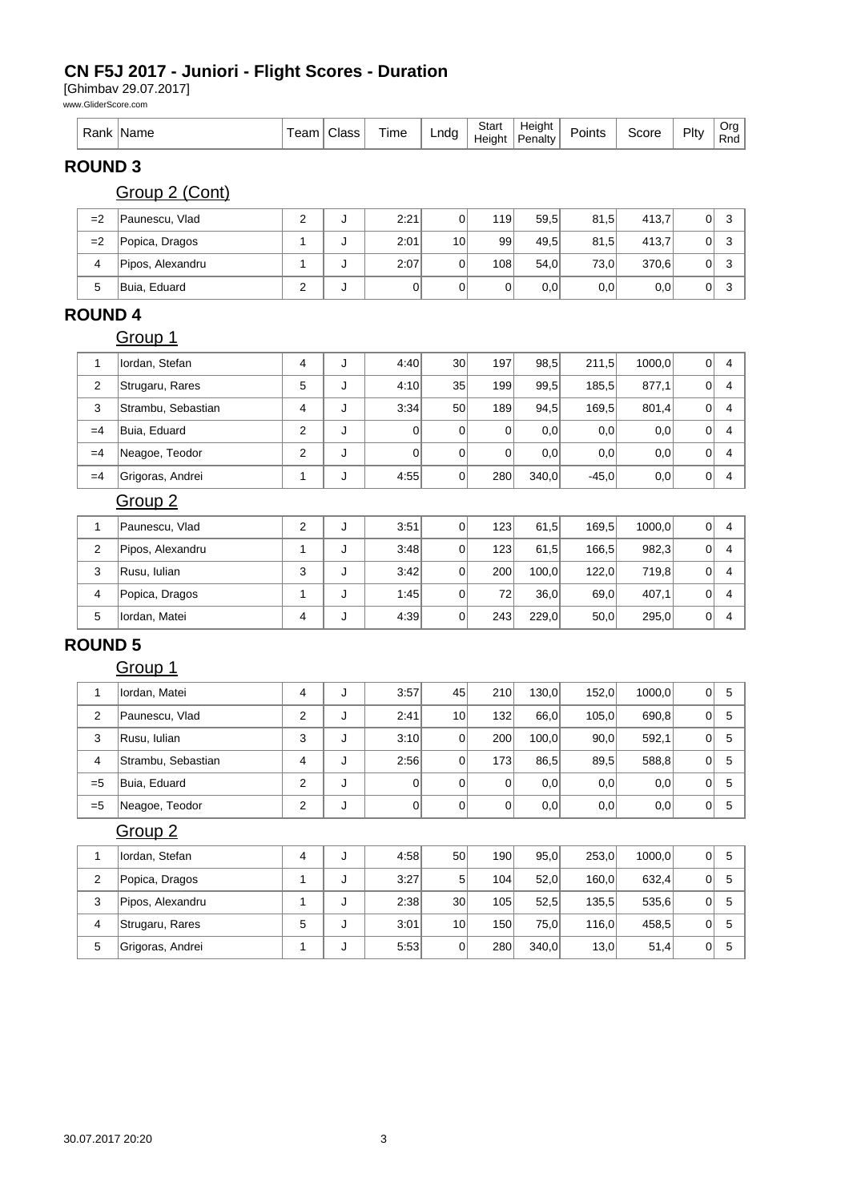# CN F5J 2017 - Juniori - Flight Scores - Duration

[Ghimbav 29.07.2017]

www.GliderScore.com

| Rank | Name | Team | Class | Time | Lndg | Start Height | Height Penalty | Points | Score | Plty | Org Rnd |
|---|---|---|---|---|---|---|---|---|---|---|---|

## ROUND 3

### Group 2 (Cont)

| Rank | Name | Team | Class | Time | Lndg | Start Height | Height Penalty | Points | Score | Plty | Org Rnd |
|---|---|---|---|---|---|---|---|---|---|---|---|
| =2 | Paunescu, Vlad | 2 | J | 2:21 | 0 | 119 | 59,5 | 81,5 | 413,7 | 0 | 3 |
| =2 | Popica, Dragos | 1 | J | 2:01 | 10 | 99 | 49,5 | 81,5 | 413,7 | 0 | 3 |
| 4 | Pipos, Alexandru | 1 | J | 2:07 | 0 | 108 | 54,0 | 73,0 | 370,6 | 0 | 3 |
| 5 | Buia, Eduard | 2 | J | 0 | 0 | 0 | 0,0 | 0,0 | 0,0 | 0 | 3 |

## ROUND 4

### Group 1

| Rank | Name | Team | Class | Time | Lndg | Start Height | Height Penalty | Points | Score | Plty | Org Rnd |
|---|---|---|---|---|---|---|---|---|---|---|---|
| 1 | Iordan, Stefan | 4 | J | 4:40 | 30 | 197 | 98,5 | 211,5 | 1000,0 | 0 | 4 |
| 2 | Strugaru, Rares | 5 | J | 4:10 | 35 | 199 | 99,5 | 185,5 | 877,1 | 0 | 4 |
| 3 | Strambu, Sebastian | 4 | J | 3:34 | 50 | 189 | 94,5 | 169,5 | 801,4 | 0 | 4 |
| =4 | Buia, Eduard | 2 | J | 0 | 0 | 0 | 0,0 | 0,0 | 0,0 | 0 | 4 |
| =4 | Neagoe, Teodor | 2 | J | 0 | 0 | 0 | 0,0 | 0,0 | 0,0 | 0 | 4 |
| =4 | Grigoras, Andrei | 1 | J | 4:55 | 0 | 280 | 340,0 | -45,0 | 0,0 | 0 | 4 |

### Group 2

| Rank | Name | Team | Class | Time | Lndg | Start Height | Height Penalty | Points | Score | Plty | Org Rnd |
|---|---|---|---|---|---|---|---|---|---|---|---|
| 1 | Paunescu, Vlad | 2 | J | 3:51 | 0 | 123 | 61,5 | 169,5 | 1000,0 | 0 | 4 |
| 2 | Pipos, Alexandru | 1 | J | 3:48 | 0 | 123 | 61,5 | 166,5 | 982,3 | 0 | 4 |
| 3 | Rusu, Iulian | 3 | J | 3:42 | 0 | 200 | 100,0 | 122,0 | 719,8 | 0 | 4 |
| 4 | Popica, Dragos | 1 | J | 1:45 | 0 | 72 | 36,0 | 69,0 | 407,1 | 0 | 4 |
| 5 | Iordan, Matei | 4 | J | 4:39 | 0 | 243 | 229,0 | 50,0 | 295,0 | 0 | 4 |

## ROUND 5

### Group 1

| Rank | Name | Team | Class | Time | Lndg | Start Height | Height Penalty | Points | Score | Plty | Org Rnd |
|---|---|---|---|---|---|---|---|---|---|---|---|
| 1 | Iordan, Matei | 4 | J | 3:57 | 45 | 210 | 130,0 | 152,0 | 1000,0 | 0 | 5 |
| 2 | Paunescu, Vlad | 2 | J | 2:41 | 10 | 132 | 66,0 | 105,0 | 690,8 | 0 | 5 |
| 3 | Rusu, Iulian | 3 | J | 3:10 | 0 | 200 | 100,0 | 90,0 | 592,1 | 0 | 5 |
| 4 | Strambu, Sebastian | 4 | J | 2:56 | 0 | 173 | 86,5 | 89,5 | 588,8 | 0 | 5 |
| =5 | Buia, Eduard | 2 | J | 0 | 0 | 0 | 0,0 | 0,0 | 0,0 | 0 | 5 |
| =5 | Neagoe, Teodor | 2 | J | 0 | 0 | 0 | 0,0 | 0,0 | 0,0 | 0 | 5 |

### Group 2

| Rank | Name | Team | Class | Time | Lndg | Start Height | Height Penalty | Points | Score | Plty | Org Rnd |
|---|---|---|---|---|---|---|---|---|---|---|---|
| 1 | Iordan, Stefan | 4 | J | 4:58 | 50 | 190 | 95,0 | 253,0 | 1000,0 | 0 | 5 |
| 2 | Popica, Dragos | 1 | J | 3:27 | 5 | 104 | 52,0 | 160,0 | 632,4 | 0 | 5 |
| 3 | Pipos, Alexandru | 1 | J | 2:38 | 30 | 105 | 52,5 | 135,5 | 535,6 | 0 | 5 |
| 4 | Strugaru, Rares | 5 | J | 3:01 | 10 | 150 | 75,0 | 116,0 | 458,5 | 0 | 5 |
| 5 | Grigoras, Andrei | 1 | J | 5:53 | 0 | 280 | 340,0 | 13,0 | 51,4 | 0 | 5 |

30.07.2017 20:20